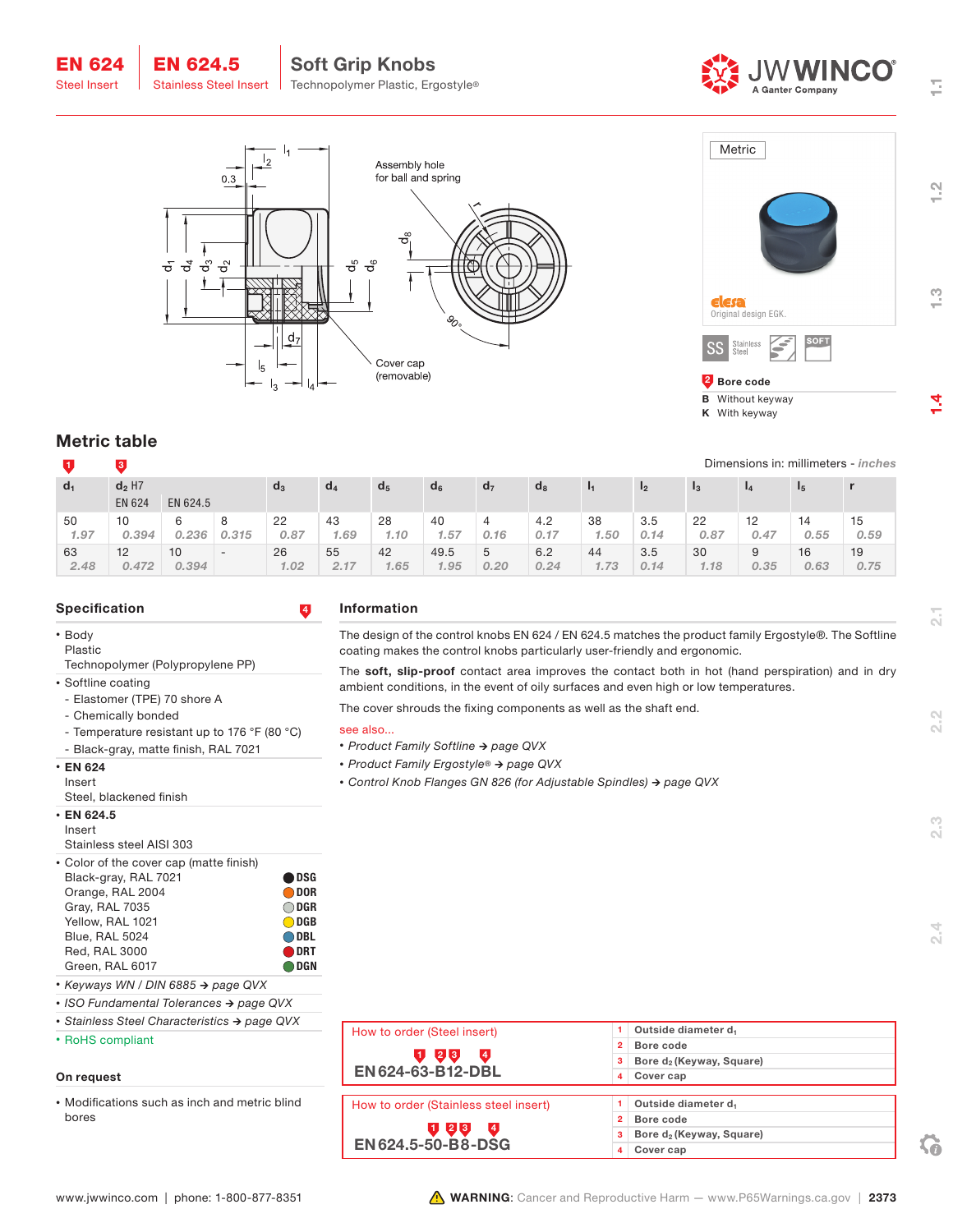# EN 624 Steel Insert | EN 624.5 Stainless Steel Insert

## Soft Grip Knobs

Technopolymer Plastic, Ergostyle®

Assembly hole for ball and spring

Cover cap (removable)

Metric

Original design EGK.

SS Stainless Steel | SOFT

**2 Bore code**

- **B** Without keyway
- **K** With keyway

## Metric table

Dimensions in: millimeters - *inches*

| $d_1$ [1] | $d_2$ H7 [3] EN 624 | EN 624.5 | | $d_3$ | $d_4$ | $d_5$ | $d_6$ | $d_7$ | $d_8$ | $l_1$ | $l_2$ | $l_3$ | $l_4$ | $l_5$ | r |
|---|---|---|---|---|---|---|---|---|---|---|---|---|---|---|---|
| 50 *1.97* | 10 *0.394* | 6 *0.236* | 8 *0.315* | 22 *0.87* | 43 *1.69* | 28 *1.10* | 40 *1.57* | 4 *0.16* | 4.2 *0.17* | 38 *1.50* | 3.5 *0.14* | 22 *0.87* | 12 *0.47* | 14 *0.55* | 15 *0.59* |
| 63 *2.48* | 12 *0.472* | 10 *0.394* | - | 26 *1.02* | 55 *2.17* | 42 *1.65* | 49.5 *1.95* | 5 *0.20* | 6.2 *0.24* | 44 *1.73* | 3.5 *0.14* | 30 *1.18* | 9 *0.35* | 16 *0.63* | 19 *0.75* |

## Specification

- Body
  Plastic
  Technopolymer (Polypropylene PP)
- Softline coating
  - Elastomer (TPE) 70 shore A
  - Chemically bonded
  - Temperature resistant up to 176 °F (80 °C)
  - Black-gray, matte finish, RAL 7021
- **EN 624**
  Insert
  Steel, blackened finish
- **EN 624.5**
  Insert
  Stainless steel AISI 303
- Color of the cover cap (matte finish) [4]
  - Black-gray, RAL 7021 — **DSG**
  - Orange, RAL 2004 — **DOR**
  - Gray, RAL 7035 — **DGR**
  - Yellow, RAL 1021 — **DGB**
  - Blue, RAL 5024 — **DBL**
  - Red, RAL 3000 — **DRT**
  - Green, RAL 6017 — **DGN**
- *Keyways WN / DIN 6885 → page QVX*
- *ISO Fundamental Tolerances → page QVX*
- *Stainless Steel Characteristics → page QVX*
- RoHS compliant

### On request

- Modifications such as inch and metric blind bores

## Information

The design of the control knobs EN 624 / EN 624.5 matches the product family Ergostyle®. The Softline coating makes the control knobs particularly user-friendly and ergonomic.

The **soft, slip-proof** contact area improves the contact both in hot (hand perspiration) and in dry ambient conditions, in the event of oily surfaces and even high or low temperatures.

The cover shrouds the fixing components as well as the shaft end.

see also...

- *Product Family Softline → page QVX*
- *Product Family Ergostyle® → page QVX*
- *Control Knob Flanges GN 826 (for Adjustable Spindles) → page QVX*

### How to order (Steel insert)

**EN 624-63-B12-DBL**

1. Outside diameter $d_1$
2. Bore code
3. Bore $d_2$ (Keyway, Square)
4. Cover cap

### How to order (Stainless steel insert)

**EN 624.5-50-B8-DSG**

1. Outside diameter $d_1$
2. Bore code
3. Bore $d_2$ (Keyway, Square)
4. Cover cap

www.jwwinco.com | phone: 1-800-877-8351

⚠ **WARNING**: Cancer and Reproductive Harm — www.P65Warnings.ca.gov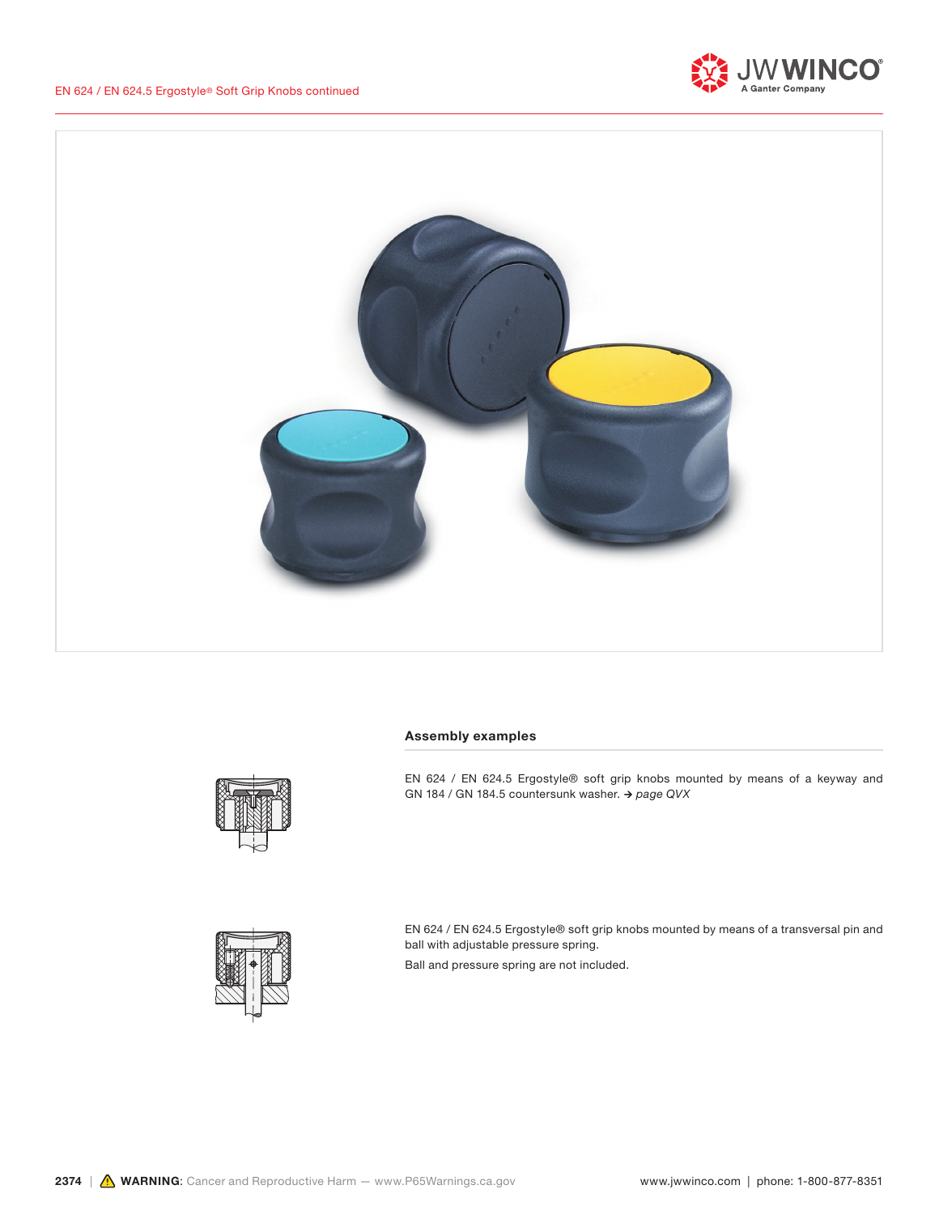## Assembly examples

EN 624 / EN 624.5 Ergostyle® soft grip knobs mounted by means of a keyway and GN 184 / GN 184.5 countersunk washer. ➔ *page QVX*

EN 624 / EN 624.5 Ergostyle® soft grip knobs mounted by means of a transversal pin and ball with adjustable pressure spring.

Ball and pressure spring are not included.